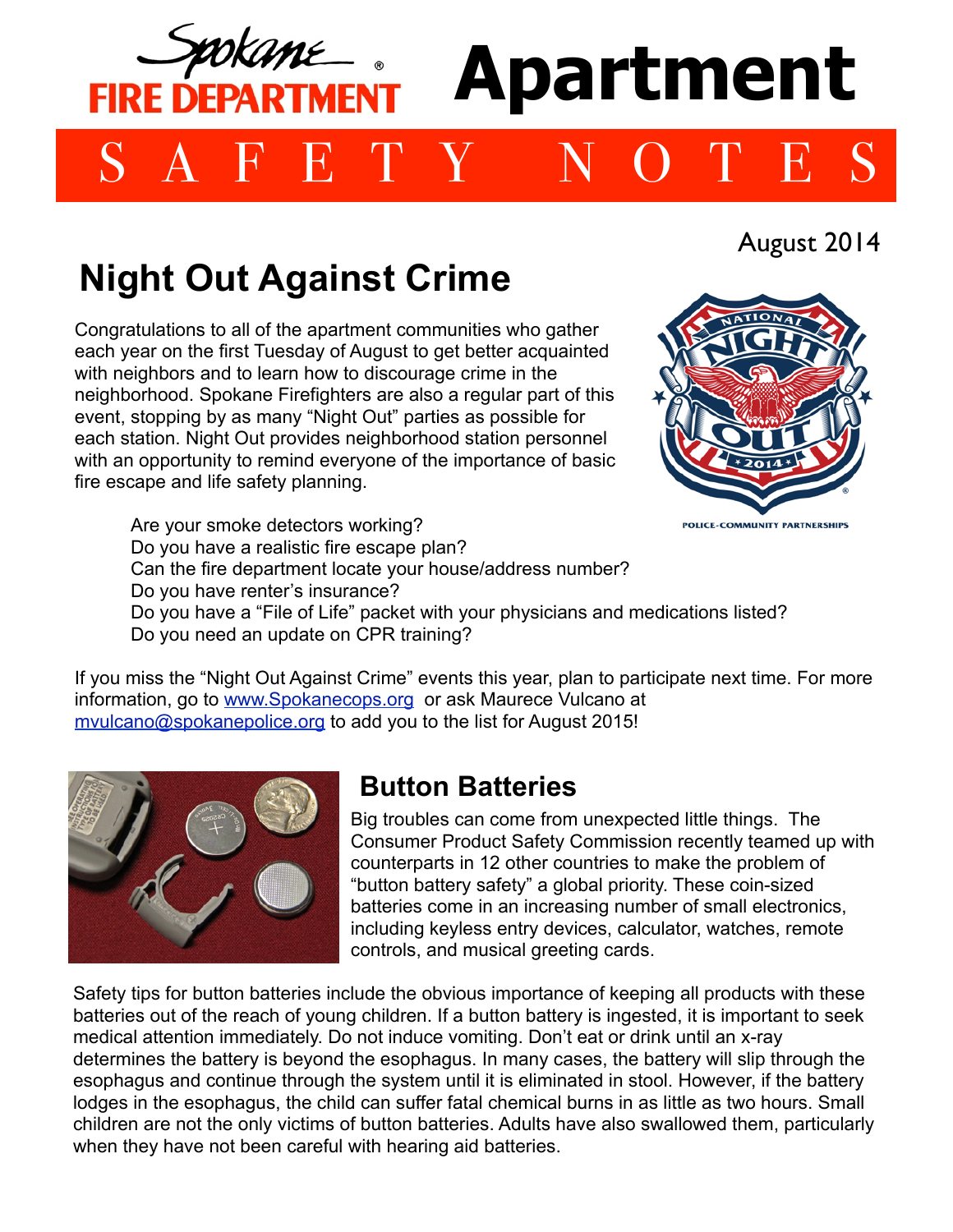Spokane FIRE DEPARTMENT®

# Apartment SAFETY NOTES

August 2014

## Night Out Against Crime

Congratulations to all of the apartment communities who gather each year on the first Tuesday of August to get better acquainted with neighbors and to learn how to discourage crime in the neighborhood. Spokane Firefighters are also a regular part of this event, stopping by as many "Night Out" parties as possible for each station. Night Out provides neighborhood station personnel with an opportunity to remind everyone of the importance of basic fire escape and life safety planning.

Are your smoke detectors working?
Do you have a realistic fire escape plan?
Can the fire department locate your house/address number?
Do you have renter's insurance?
Do you have a "File of Life" packet with your physicians and medications listed?
Do you need an update on CPR training?

If you miss the "Night Out Against Crime" events this year, plan to participate next time. For more information, go to www.Spokanecops.org or ask Maurece Vulcano at mvulcano@spokanepolice.org to add you to the list for August 2015!

## Button Batteries

Big troubles can come from unexpected little things. The Consumer Product Safety Commission recently teamed up with counterparts in 12 other countries to make the problem of "button battery safety" a global priority. These coin-sized batteries come in an increasing number of small electronics, including keyless entry devices, calculator, watches, remote controls, and musical greeting cards.

Safety tips for button batteries include the obvious importance of keeping all products with these batteries out of the reach of young children. If a button battery is ingested, it is important to seek medical attention immediately. Do not induce vomiting. Don't eat or drink until an x-ray determines the battery is beyond the esophagus. In many cases, the battery will slip through the esophagus and continue through the system until it is eliminated in stool. However, if the battery lodges in the esophagus, the child can suffer fatal chemical burns in as little as two hours. Small children are not the only victims of button batteries. Adults have also swallowed them, particularly when they have not been careful with hearing aid batteries.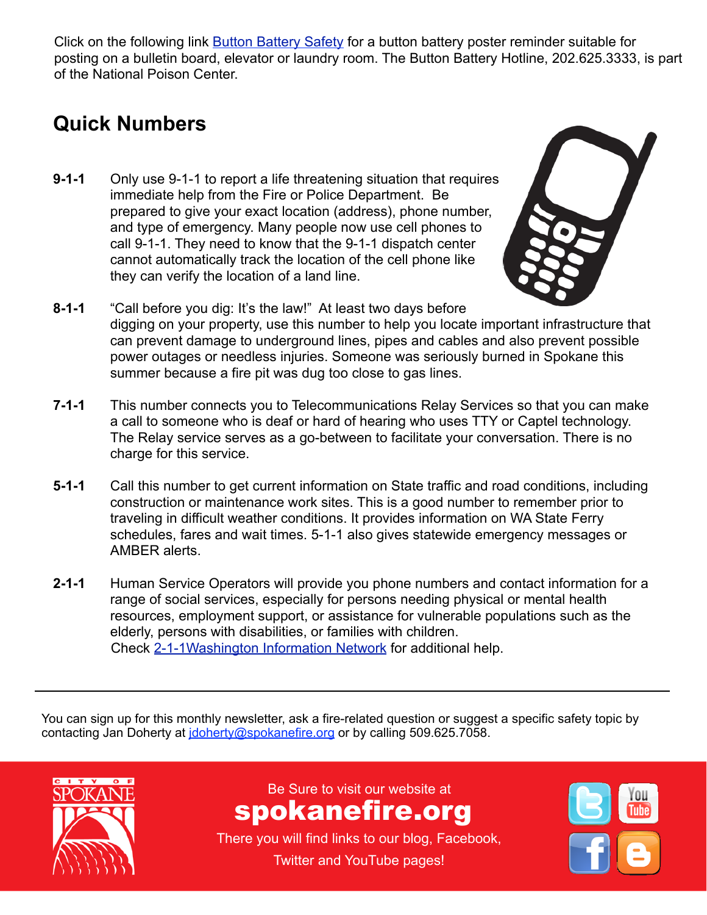Click on the following link Button Battery Safety for a button battery poster reminder suitable for posting on a bulletin board, elevator or laundry room. The Button Battery Hotline, 202.625.3333, is part of the National Poison Center.

## Quick Numbers

**9-1-1** Only use 9-1-1 to report a life threatening situation that requires immediate help from the Fire or Police Department. Be prepared to give your exact location (address), phone number, and type of emergency. Many people now use cell phones to call 9-1-1. They need to know that the 9-1-1 dispatch center cannot automatically track the location of the cell phone like they can verify the location of a land line.

**8-1-1** "Call before you dig: It's the law!" At least two days before digging on your property, use this number to help you locate important infrastructure that can prevent damage to underground lines, pipes and cables and also prevent possible power outages or needless injuries. Someone was seriously burned in Spokane this summer because a fire pit was dug too close to gas lines.

**7-1-1** This number connects you to Telecommunications Relay Services so that you can make a call to someone who is deaf or hard of hearing who uses TTY or Captel technology. The Relay service serves as a go-between to facilitate your conversation. There is no charge for this service.

**5-1-1** Call this number to get current information on State traffic and road conditions, including construction or maintenance work sites. This is a good number to remember prior to traveling in difficult weather conditions. It provides information on WA State Ferry schedules, fares and wait times. 5-1-1 also gives statewide emergency messages or AMBER alerts.

**2-1-1** Human Service Operators will provide you phone numbers and contact information for a range of social services, especially for persons needing physical or mental health resources, employment support, or assistance for vulnerable populations such as the elderly, persons with disabilities, or families with children.
Check 2-1-1Washington Information Network for additional help.

---

You can sign up for this monthly newsletter, ask a fire-related question or suggest a specific safety topic by contacting Jan Doherty at jdoherty@spokanefire.org or by calling 509.625.7058.

CITY OF SPOKANE

Be Sure to visit our website at

**spokanefire.org**

There you will find links to our blog, Facebook, Twitter and YouTube pages!